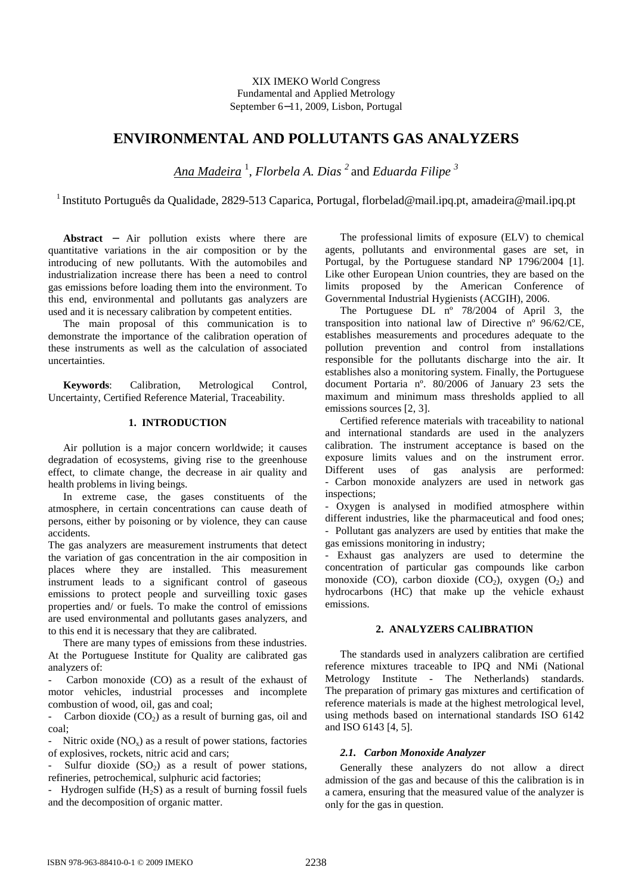XIX IMEKO World Congress
Fundamental and Applied Metrology
September 6−11, 2009, Lisbon, Portugal

# ENVIRONMENTAL AND POLLUTANTS GAS ANALYZERS

*Ana Madeira* [1], *Florbela A. Dias* [2] and *Eduarda Filipe* [3]

[1] Instituto Português da Qualidade, 2829-513 Caparica, Portugal, florbelad@mail.ipq.pt, amadeira@mail.ipq.pt

**Abstract** − Air pollution exists where there are quantitative variations in the air composition or by the introducing of new pollutants. With the automobiles and industrialization increase there has been a need to control gas emissions before loading them into the environment. To this end, environmental and pollutants gas analyzers are used and it is necessary calibration by competent entities.

The main proposal of this communication is to demonstrate the importance of the calibration operation of these instruments as well as the calculation of associated uncertainties.

**Keywords**: Calibration, Metrological Control, Uncertainty, Certified Reference Material, Traceability.

## 1. INTRODUCTION

Air pollution is a major concern worldwide; it causes degradation of ecosystems, giving rise to the greenhouse effect, to climate change, the decrease in air quality and health problems in living beings.

In extreme case, the gases constituents of the atmosphere, in certain concentrations can cause death of persons, either by poisoning or by violence, they can cause accidents.

The gas analyzers are measurement instruments that detect the variation of gas concentration in the air composition in places where they are installed. This measurement instrument leads to a significant control of gaseous emissions to protect people and surveilling toxic gases properties and/ or fuels. To make the control of emissions are used environmental and pollutants gases analyzers, and to this end it is necessary that they are calibrated.

There are many types of emissions from these industries. At the Portuguese Institute for Quality are calibrated gas analyzers of:

- Carbon monoxide (CO) as a result of the exhaust of motor vehicles, industrial processes and incomplete combustion of wood, oil, gas and coal;
- Carbon dioxide ($CO_2$) as a result of burning gas, oil and coal;
- Nitric oxide ($NO_x$) as a result of power stations, factories of explosives, rockets, nitric acid and cars;
- Sulfur dioxide ($SO_2$) as a result of power stations, refineries, petrochemical, sulphuric acid factories;
- Hydrogen sulfide ($H_2S$) as a result of burning fossil fuels and the decomposition of organic matter.

The professional limits of exposure (ELV) to chemical agents, pollutants and environmental gases are set, in Portugal, by the Portuguese standard NP 1796/2004 [1]. Like other European Union countries, they are based on the limits proposed by the American Conference of Governmental Industrial Hygienists (ACGIH), 2006.

The Portuguese DL nº 78/2004 of April 3, the transposition into national law of Directive nº 96/62/CE, establishes measurements and procedures adequate to the pollution prevention and control from installations responsible for the pollutants discharge into the air. It establishes also a monitoring system. Finally, the Portuguese document Portaria nº. 80/2006 of January 23 sets the maximum and minimum mass thresholds applied to all emissions sources [2, 3].

Certified reference materials with traceability to national and international standards are used in the analyzers calibration. The instrument acceptance is based on the exposure limits values and on the instrument error. Different uses of gas analysis are performed:

- Carbon monoxide analyzers are used in network gas inspections;
- Oxygen is analysed in modified atmosphere within different industries, like the pharmaceutical and food ones;
- Pollutant gas analyzers are used by entities that make the gas emissions monitoring in industry;
- Exhaust gas analyzers are used to determine the concentration of particular gas compounds like carbon monoxide (CO), carbon dioxide ($CO_2$), oxygen ($O_2$) and hydrocarbons (HC) that make up the vehicle exhaust emissions.

## 2. ANALYZERS CALIBRATION

The standards used in analyzers calibration are certified reference mixtures traceable to IPQ and NMi (National Metrology Institute - The Netherlands) standards. The preparation of primary gas mixtures and certification of reference materials is made at the highest metrological level, using methods based on international standards ISO 6142 and ISO 6143 [4, 5].

### *2.1. Carbon Monoxide Analyzer*

Generally these analyzers do not allow a direct admission of the gas and because of this the calibration is in a camera, ensuring that the measured value of the analyzer is only for the gas in question.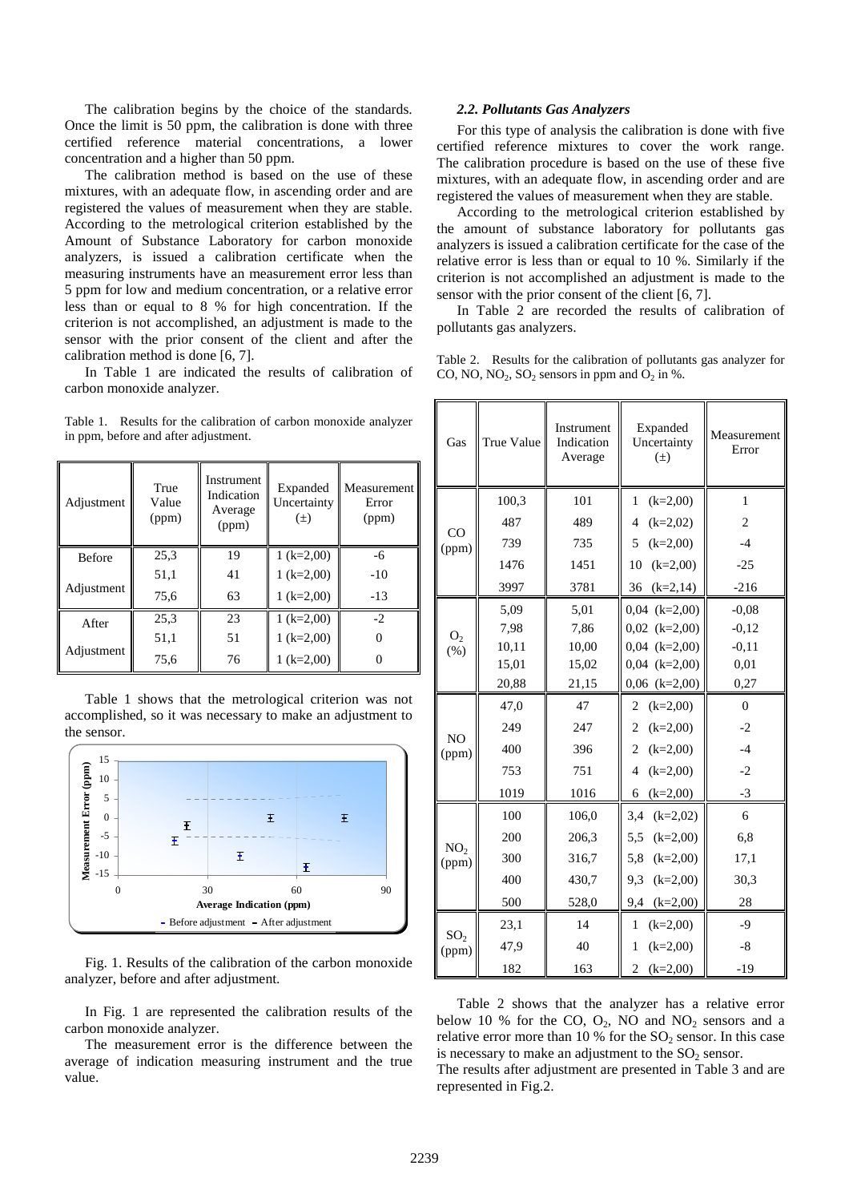The calibration begins by the choice of the standards. Once the limit is 50 ppm, the calibration is done with three certified reference material concentrations, a lower concentration and a higher than 50 ppm.

The calibration method is based on the use of these mixtures, with an adequate flow, in ascending order and are registered the values of measurement when they are stable. According to the metrological criterion established by the Amount of Substance Laboratory for carbon monoxide analyzers, is issued a calibration certificate when the measuring instruments have an measurement error less than 5 ppm for low and medium concentration, or a relative error less than or equal to 8 % for high concentration. If the criterion is not accomplished, an adjustment is made to the sensor with the prior consent of the client and after the calibration method is done [6, 7].

In Table 1 are indicated the results of calibration of carbon monoxide analyzer.

Table 1. Results for the calibration of carbon monoxide analyzer in ppm, before and after adjustment.

| Adjustment | True Value (ppm) | Instrument Indication Average (ppm) | Expanded Uncertainty (±) | Measurement Error (ppm) |
|---|---|---|---|---|
| Before Adjustment | 25,3 | 19 | 1 (k=2,00) | -6 |
| | 51,1 | 41 | 1 (k=2,00) | -10 |
| | 75,6 | 63 | 1 (k=2,00) | -13 |
| After Adjustment | 25,3 | 23 | 1 (k=2,00) | -2 |
| | 51,1 | 51 | 1 (k=2,00) | 0 |
| | 75,6 | 76 | 1 (k=2,00) | 0 |

Table 1 shows that the metrological criterion was not accomplished, so it was necessary to make an adjustment to the sensor.

Fig. 1. Results of the calibration of the carbon monoxide analyzer, before and after adjustment.

In Fig. 1 are represented the calibration results of the carbon monoxide analyzer.

The measurement error is the difference between the average of indication measuring instrument and the true value.

### *2.2. Pollutants Gas Analyzers*

For this type of analysis the calibration is done with five certified reference mixtures to cover the work range. The calibration procedure is based on the use of these five mixtures, with an adequate flow, in ascending order and are registered the values of measurement when they are stable.

According to the metrological criterion established by the amount of substance laboratory for pollutants gas analyzers is issued a calibration certificate for the case of the relative error is less than or equal to 10 %. Similarly if the criterion is not accomplished an adjustment is made to the sensor with the prior consent of the client [6, 7].

In Table 2 are recorded the results of calibration of pollutants gas analyzers.

Table 2. Results for the calibration of pollutants gas analyzer for CO, NO, $NO_2$, $SO_2$ sensors in ppm and $O_2$ in %.

| Gas | True Value | Instrument Indication Average | Expanded Uncertainty (±) | Measurement Error |
|---|---|---|---|---|
| CO (ppm) | 100,3 | 101 | 1 (k=2,00) | 1 |
| | 487 | 489 | 4 (k=2,02) | 2 |
| | 739 | 735 | 5 (k=2,00) | -4 |
| | 1476 | 1451 | 10 (k=2,00) | -25 |
| | 3997 | 3781 | 36 (k=2,14) | -216 |
| $O_2$ (%) | 5,09 | 5,01 | 0,04 (k=2,00) | -0,08 |
| | 7,98 | 7,86 | 0,02 (k=2,00) | -0,12 |
| | 10,11 | 10,00 | 0,04 (k=2,00) | -0,11 |
| | 15,01 | 15,02 | 0,04 (k=2,00) | 0,01 |
| | 20,88 | 21,15 | 0,06 (k=2,00) | 0,27 |
| NO (ppm) | 47,0 | 47 | 2 (k=2,00) | 0 |
| | 249 | 247 | 2 (k=2,00) | -2 |
| | 400 | 396 | 2 (k=2,00) | -4 |
| | 753 | 751 | 4 (k=2,00) | -2 |
| | 1019 | 1016 | 6 (k=2,00) | -3 |
| $NO_2$ (ppm) | 100 | 106,0 | 3,4 (k=2,02) | 6 |
| | 200 | 206,3 | 5,5 (k=2,00) | 6,8 |
| | 300 | 316,7 | 5,8 (k=2,00) | 17,1 |
| | 400 | 430,7 | 9,3 (k=2,00) | 30,3 |
| | 500 | 528,0 | 9,4 (k=2,00) | 28 |
| $SO_2$ (ppm) | 23,1 | 14 | 1 (k=2,00) | -9 |
| | 47,9 | 40 | 1 (k=2,00) | -8 |
| | 182 | 163 | 2 (k=2,00) | -19 |

Table 2 shows that the analyzer has a relative error below 10 % for the CO, $O_2$, NO and $NO_2$ sensors and a relative error more than 10 % for the $SO_2$ sensor. In this case is necessary to make an adjustment to the $SO_2$ sensor.
The results after adjustment are presented in Table 3 and are represented in Fig.2.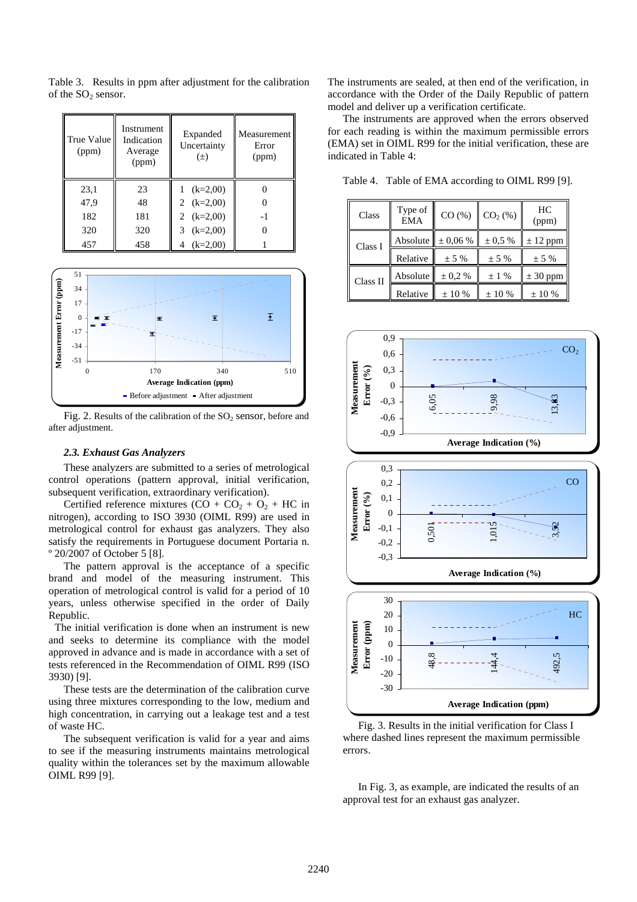Table 3. Results in ppm after adjustment for the calibration of the $SO_2$ sensor.

| True Value (ppm) | Instrument Indication Average (ppm) | Expanded Uncertainty (±) | Measurement Error (ppm) |
|---|---|---|---|
| 23,1 | 23 | 1 (k=2,00) | 0 |
| 47,9 | 48 | 2 (k=2,00) | 0 |
| 182 | 181 | 2 (k=2,00) | -1 |
| 320 | 320 | 3 (k=2,00) | 0 |
| 457 | 458 | 4 (k=2,00) | 1 |

Fig. 2. Results of the calibration of the $SO_2$ sensor, before and after adjustment.

### 2.3. Exhaust Gas Analyzers

These analyzers are submitted to a series of metrological control operations (pattern approval, initial verification, subsequent verification, extraordinary verification).

Certified reference mixtures ($CO + CO_2 + O_2$ + HC in nitrogen), according to ISO 3930 (OIML R99) are used in metrological control for exhaust gas analyzers. They also satisfy the requirements in Portuguese document Portaria n. º 20/2007 of October 5 [8].

The pattern approval is the acceptance of a specific brand and model of the measuring instrument. This operation of metrological control is valid for a period of 10 years, unless otherwise specified in the order of Daily Republic.

The initial verification is done when an instrument is new and seeks to determine its compliance with the model approved in advance and is made in accordance with a set of tests referenced in the Recommendation of OIML R99 (ISO 3930) [9].

These tests are the determination of the calibration curve using three mixtures corresponding to the low, medium and high concentration, in carrying out a leakage test and a test of waste HC.

The subsequent verification is valid for a year and aims to see if the measuring instruments maintains metrological quality within the tolerances set by the maximum allowable OIML R99 [9].

The instruments are sealed, at then end of the verification, in accordance with the Order of the Daily Republic of pattern model and deliver up a verification certificate.

The instruments are approved when the errors observed for each reading is within the maximum permissible errors (EMA) set in OIML R99 for the initial verification, these are indicated in Table 4:

Table 4. Table of EMA according to OIML R99 [9].

| Class | Type of EMA | CO (%) | $CO_2$ (%) | HC (ppm) |
|---|---|---|---|---|
| Class I | Absolute | ± 0,06 % | ± 0,5 % | ± 12 ppm |
| | Relative | ± 5 % | ± 5 % | ± 5 % |
| Class II | Absolute | ± 0,2 % | ± 1 % | ± 30 ppm |
| | Relative | ± 10 % | ± 10 % | ± 10 % |

Fig. 3. Results in the initial verification for Class I where dashed lines represent the maximum permissible errors.

In Fig. 3, as example, are indicated the results of an approval test for an exhaust gas analyzer.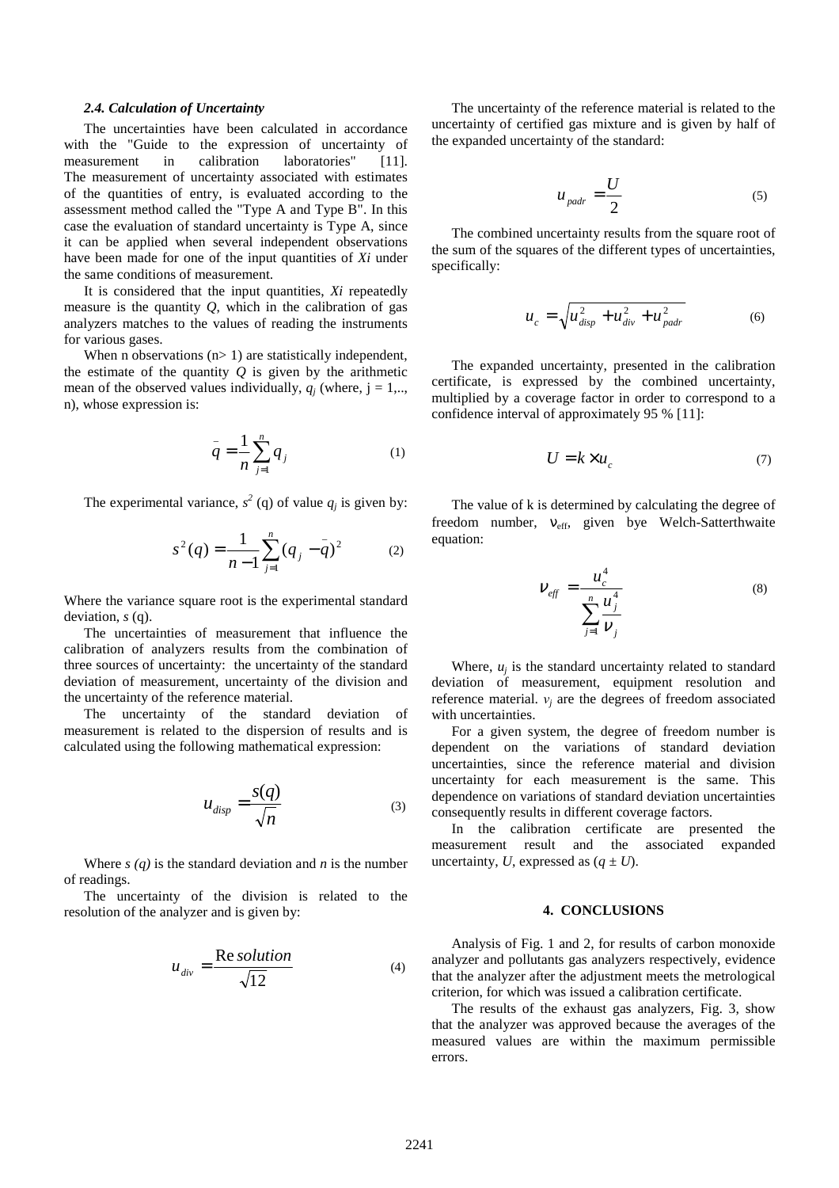### *2.4. Calculation of Uncertainty*

The uncertainties have been calculated in accordance with the "Guide to the expression of uncertainty of measurement in calibration laboratories" [11]. The measurement of uncertainty associated with estimates of the quantities of entry, is evaluated according to the assessment method called the "Type A and Type B". In this case the evaluation of standard uncertainty is Type A, since it can be applied when several independent observations have been made for one of the input quantities of *Xi* under the same conditions of measurement.

It is considered that the input quantities, *Xi* repeatedly measure is the quantity *Q*, which in the calibration of gas analyzers matches to the values of reading the instruments for various gases.

When n observations (n> 1) are statistically independent, the estimate of the quantity *Q* is given by the arithmetic mean of the observed values individually, $q_j$ (where, j = 1,.., n), whose expression is:

$$\bar{q} = \frac{1}{n}\sum_{j=1}^{n} q_j \tag{1}$$

The experimental variance, $s^2$ (q) of value $q_j$ is given by:

$$s^2(q) = \frac{1}{n-1}\sum_{j=1}^{n}(q_j - \bar{q})^2 \tag{2}$$

Where the variance square root is the experimental standard deviation, *s* (q).

The uncertainties of measurement that influence the calibration of analyzers results from the combination of three sources of uncertainty: the uncertainty of the standard deviation of measurement, uncertainty of the division and the uncertainty of the reference material.

The uncertainty of the standard deviation of measurement is related to the dispersion of results and is calculated using the following mathematical expression:

$$u_{disp} = \frac{s(q)}{\sqrt{n}} \tag{3}$$

Where *s (q)* is the standard deviation and *n* is the number of readings.

The uncertainty of the division is related to the resolution of the analyzer and is given by:

$$u_{div} = \frac{\text{Re}\,solution}{\sqrt{12}} \tag{4}$$

The uncertainty of the reference material is related to the uncertainty of certified gas mixture and is given by half of the expanded uncertainty of the standard:

$$u_{padr} = \frac{U}{2} \tag{5}$$

The combined uncertainty results from the square root of the sum of the squares of the different types of uncertainties, specifically:

$$u_c = \sqrt{u_{disp}^2 + u_{div}^2 + u_{padr}^2} \tag{6}$$

The expanded uncertainty, presented in the calibration certificate, is expressed by the combined uncertainty, multiplied by a coverage factor in order to correspond to a confidence interval of approximately 95 % [11]:

$$U = k \times u_c \tag{7}$$

The value of k is determined by calculating the degree of freedom number, $\nu_{eff}$, given bye Welch-Satterthwaite equation:

$$\nu_{eff} = \frac{u_c^4}{\sum_{j=1}^{n}\frac{u_j^4}{\nu_j}} \tag{8}$$

Where, $u_j$ is the standard uncertainty related to standard deviation of measurement, equipment resolution and reference material. $v_j$ are the degrees of freedom associated with uncertainties.

For a given system, the degree of freedom number is dependent on the variations of standard deviation uncertainties, since the reference material and division uncertainty for each measurement is the same. This dependence on variations of standard deviation uncertainties consequently results in different coverage factors.

In the calibration certificate are presented the measurement result and the associated expanded uncertainty, *U*, expressed as ($q \pm U$).

## 4. CONCLUSIONS

Analysis of Fig. 1 and 2, for results of carbon monoxide analyzer and pollutants gas analyzers respectively, evidence that the analyzer after the adjustment meets the metrological criterion, for which was issued a calibration certificate.

The results of the exhaust gas analyzers, Fig. 3, show that the analyzer was approved because the averages of the measured values are within the maximum permissible errors.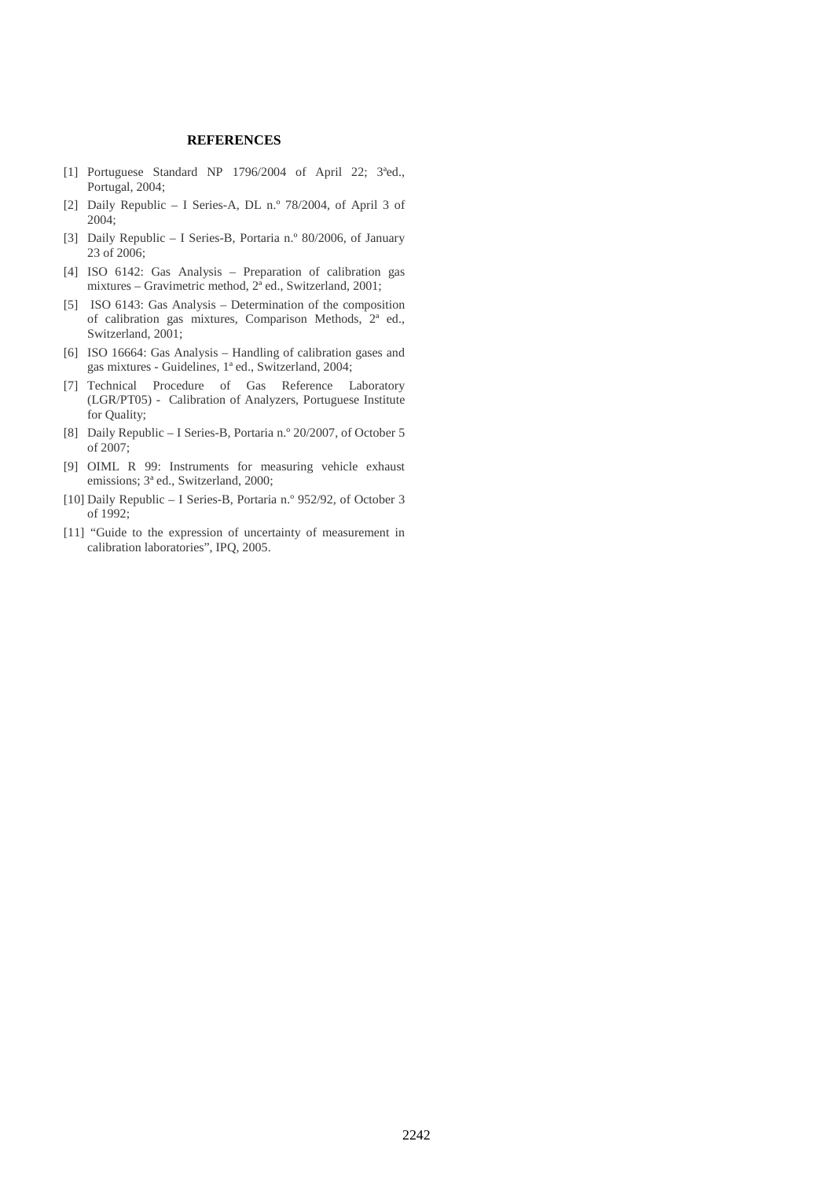## REFERENCES

[1] Portuguese Standard NP 1796/2004 of April 22; 3ªed., Portugal, 2004;

[2] Daily Republic – I Series-A, DL n.º 78/2004, of April 3 of 2004;

[3] Daily Republic – I Series-B, Portaria n.º 80/2006, of January 23 of 2006;

[4] ISO 6142: Gas Analysis – Preparation of calibration gas mixtures – Gravimetric method, 2ª ed., Switzerland, 2001;

[5] ISO 6143: Gas Analysis – Determination of the composition of calibration gas mixtures, Comparison Methods, 2ª ed., Switzerland, 2001;

[6] ISO 16664: Gas Analysis – Handling of calibration gases and gas mixtures - Guidelines, 1ª ed., Switzerland, 2004;

[7] Technical Procedure of Gas Reference Laboratory (LGR/PT05) - Calibration of Analyzers, Portuguese Institute for Quality;

[8] Daily Republic – I Series-B, Portaria n.º 20/2007, of October 5 of 2007;

[9] OIML R 99: Instruments for measuring vehicle exhaust emissions; 3ª ed., Switzerland, 2000;

[10] Daily Republic – I Series-B, Portaria n.º 952/92, of October 3 of 1992;

[11] "Guide to the expression of uncertainty of measurement in calibration laboratories", IPQ, 2005.